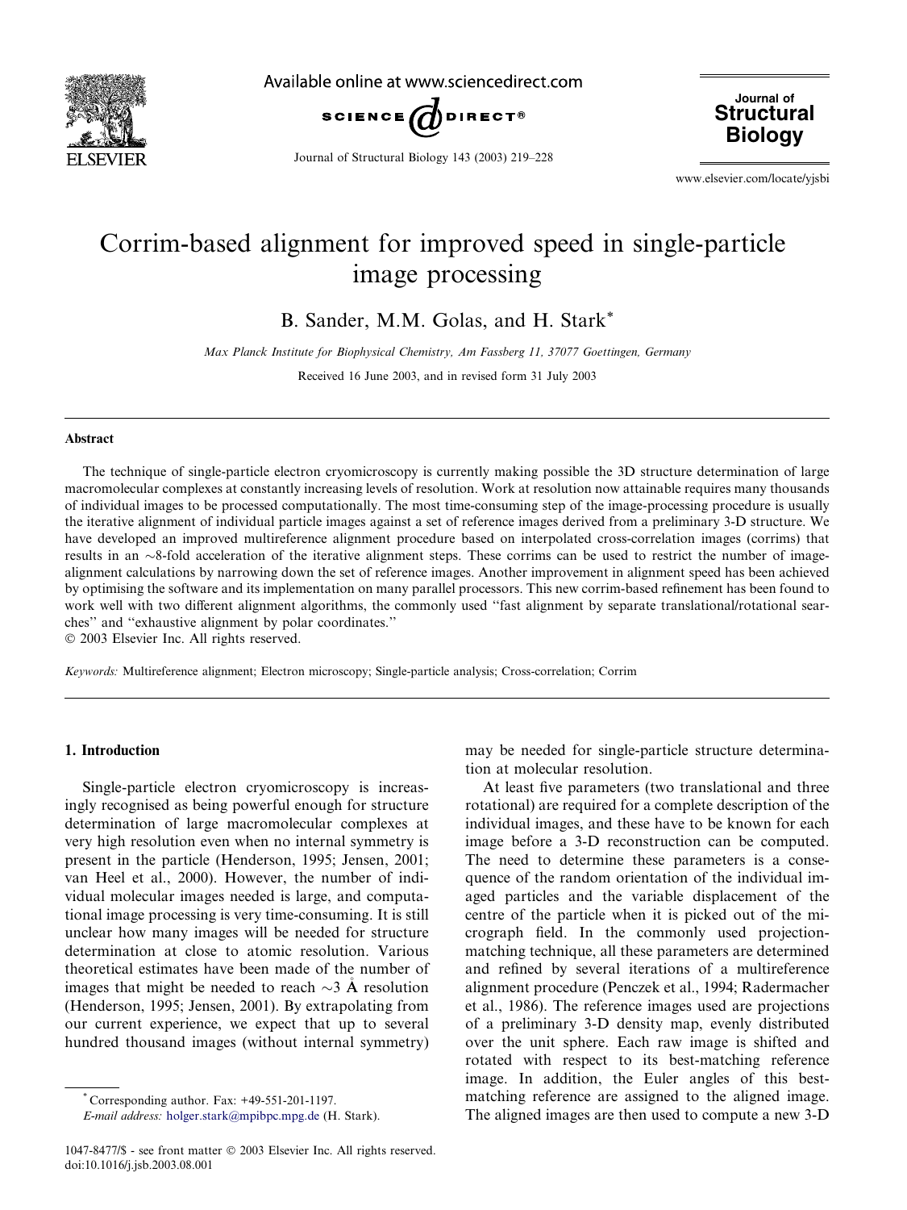# Corrim-based alignment for improved speed in single-particle image processing

B. Sander, M.M. Golas, and H. Stark*

*Max Planck Institute for Biophysical Chemistry, Am Fassberg 11, 37077 Goettingen, Germany*

Received 16 June 2003, and in revised form 31 July 2003

## Abstract

The technique of single-particle electron cryomicroscopy is currently making possible the 3D structure determination of large macromolecular complexes at constantly increasing levels of resolution. Work at resolution now attainable requires many thousands of individual images to be processed computationally. The most time-consuming step of the image-processing procedure is usually the iterative alignment of individual particle images against a set of reference images derived from a preliminary 3-D structure. We have developed an improved multireference alignment procedure based on interpolated cross-correlation images (corrims) that results in an ~8-fold acceleration of the iterative alignment steps. These corrims can be used to restrict the number of image-alignment calculations by narrowing down the set of reference images. Another improvement in alignment speed has been achieved by optimising the software and its implementation on many parallel processors. This new corrim-based refinement has been found to work well with two different alignment algorithms, the commonly used "fast alignment by separate translational/rotational searches" and "exhaustive alignment by polar coordinates."

© 2003 Elsevier Inc. All rights reserved.

*Keywords:* Multireference alignment; Electron microscopy; Single-particle analysis; Cross-correlation; Corrim

## 1. Introduction

Single-particle electron cryomicroscopy is increasingly recognised as being powerful enough for structure determination of large macromolecular complexes at very high resolution even when no internal symmetry is present in the particle (Henderson, 1995; Jensen, 2001; van Heel et al., 2000). However, the number of individual molecular images needed is large, and computational image processing is very time-consuming. It is still unclear how many images will be needed for structure determination at close to atomic resolution. Various theoretical estimates have been made of the number of images that might be needed to reach ~3 Å resolution (Henderson, 1995; Jensen, 2001). By extrapolating from our current experience, we expect that up to several hundred thousand images (without internal symmetry) may be needed for single-particle structure determination at molecular resolution.

At least five parameters (two translational and three rotational) are required for a complete description of the individual images, and these have to be known for each image before a 3-D reconstruction can be computed. The need to determine these parameters is a consequence of the random orientation of the individual imaged particles and the variable displacement of the centre of the particle when it is picked out of the micrograph field. In the commonly used projection-matching technique, all these parameters are determined and refined by several iterations of a multireference alignment procedure (Penczek et al., 1994; Radermacher et al., 1986). The reference images used are projections of a preliminary 3-D density map, evenly distributed over the unit sphere. Each raw image is shifted and rotated with respect to its best-matching reference image. In addition, the Euler angles of this best-matching reference are assigned to the aligned image. The aligned images are then used to compute a new 3-D

* Corresponding author. Fax: +49-551-201-1197.
*E-mail address:* holger.stark@mpibpc.mpg.de (H. Stark).

1047-8477/$ - see front matter © 2003 Elsevier Inc. All rights reserved.
doi:10.1016/j.jsb.2003.08.001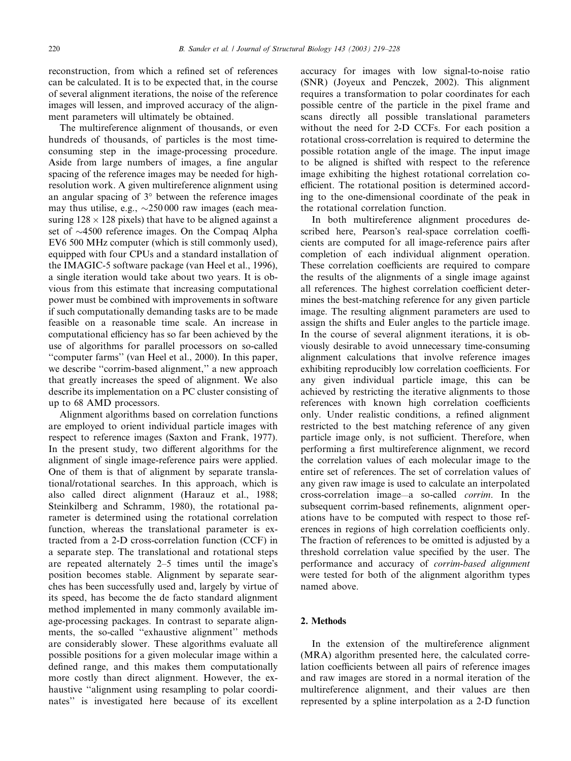reconstruction, from which a refined set of references can be calculated. It is to be expected that, in the course of several alignment iterations, the noise of the reference images will lessen, and improved accuracy of the alignment parameters will ultimately be obtained.

The multireference alignment of thousands, or even hundreds of thousands, of particles is the most time-consuming step in the image-processing procedure. Aside from large numbers of images, a fine angular spacing of the reference images may be needed for high-resolution work. A given multireference alignment using an angular spacing of 3° between the reference images may thus utilise, e.g., ~250 000 raw images (each measuring $128 \times 128$ pixels) that have to be aligned against a set of ~4500 reference images. On the Compaq Alpha EV6 500 MHz computer (which is still commonly used), equipped with four CPUs and a standard installation of the IMAGIC-5 software package (van Heel et al., 1996), a single iteration would take about two years. It is obvious from this estimate that increasing computational power must be combined with improvements in software if such computationally demanding tasks are to be made feasible on a reasonable time scale. An increase in computational efficiency has so far been achieved by the use of algorithms for parallel processors on so-called "computer farms" (van Heel et al., 2000). In this paper, we describe "corrim-based alignment," a new approach that greatly increases the speed of alignment. We also describe its implementation on a PC cluster consisting of up to 68 AMD processors.

Alignment algorithms based on correlation functions are employed to orient individual particle images with respect to reference images (Saxton and Frank, 1977). In the present study, two different algorithms for the alignment of single image-reference pairs were applied. One of them is that of alignment by separate translational/rotational searches. In this approach, which is also called direct alignment (Harauz et al., 1988; Steinkilberg and Schramm, 1980), the rotational parameter is determined using the rotational correlation function, whereas the translational parameter is extracted from a 2-D cross-correlation function (CCF) in a separate step. The translational and rotational steps are repeated alternately 2–5 times until the image's position becomes stable. Alignment by separate searches has been successfully used and, largely by virtue of its speed, has become the de facto standard alignment method implemented in many commonly available image-processing packages. In contrast to separate alignments, the so-called "exhaustive alignment" methods are considerably slower. These algorithms evaluate all possible positions for a given molecular image within a defined range, and this makes them computationally more costly than direct alignment. However, the exhaustive "alignment using resampling to polar coordinates" is investigated here because of its excellent accuracy for images with low signal-to-noise ratio (SNR) (Joyeux and Penczek, 2002). This alignment requires a transformation to polar coordinates for each possible centre of the particle in the pixel frame and scans directly all possible translational parameters without the need for 2-D CCFs. For each position a rotational cross-correlation is required to determine the possible rotation angle of the image. The input image to be aligned is shifted with respect to the reference image exhibiting the highest rotational correlation coefficient. The rotational position is determined according to the one-dimensional coordinate of the peak in the rotational correlation function.

In both multireference alignment procedures described here, Pearson's real-space correlation coefficients are computed for all image-reference pairs after completion of each individual alignment operation. These correlation coefficients are required to compare the results of the alignments of a single image against all references. The highest correlation coefficient determines the best-matching reference for any given particle image. The resulting alignment parameters are used to assign the shifts and Euler angles to the particle image. In the course of several alignment iterations, it is obviously desirable to avoid unnecessary time-consuming alignment calculations that involve reference images exhibiting reproducibly low correlation coefficients. For any given individual particle image, this can be achieved by restricting the iterative alignments to those references with known high correlation coefficients only. Under realistic conditions, a refined alignment restricted to the best matching reference of any given particle image only, is not sufficient. Therefore, when performing a first multireference alignment, we record the correlation values of each molecular image to the entire set of references. The set of correlation values of any given raw image is used to calculate an interpolated cross-correlation image—a so-called *corrim*. In the subsequent corrim-based refinements, alignment operations have to be computed with respect to those references in regions of high correlation coefficients only. The fraction of references to be omitted is adjusted by a threshold correlation value specified by the user. The performance and accuracy of *corrim-based alignment* were tested for both of the alignment algorithm types named above.

## 2. Methods

In the extension of the multireference alignment (MRA) algorithm presented here, the calculated correlation coefficients between all pairs of reference images and raw images are stored in a normal iteration of the multireference alignment, and their values are then represented by a spline interpolation as a 2-D function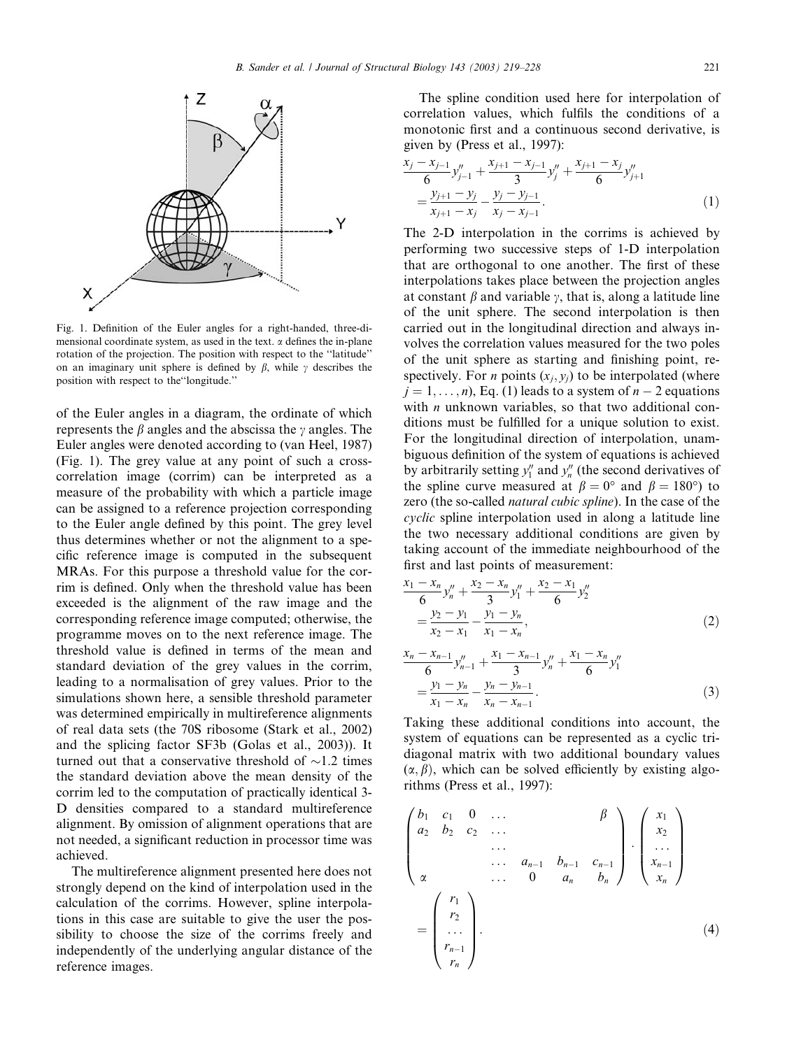Fig. 1. Definition of the Euler angles for a right-handed, three-dimensional coordinate system, as used in the text. $\alpha$ defines the in-plane rotation of the projection. The position with respect to the "latitude" on an imaginary unit sphere is defined by $\beta$, while $\gamma$ describes the position with respect to the "longitude."

of the Euler angles in a diagram, the ordinate of which represents the $\beta$ angles and the abscissa the $\gamma$ angles. The Euler angles were denoted according to (van Heel, 1987) (Fig. 1). The grey value at any point of such a cross-correlation image (corrim) can be interpreted as a measure of the probability with which a particle image can be assigned to a reference projection corresponding to the Euler angle defined by this point. The grey level thus determines whether or not the alignment to a specific reference image is computed in the subsequent MRAs. For this purpose a threshold value for the corrim is defined. Only when the threshold value has been exceeded is the alignment of the raw image and the corresponding reference image computed; otherwise, the programme moves on to the next reference image. The threshold value is defined in terms of the mean and standard deviation of the grey values in the corrim, leading to a normalisation of grey values. Prior to the simulations shown here, a sensible threshold parameter was determined empirically in multireference alignments of real data sets (the 70S ribosome (Stark et al., 2002) and the splicing factor SF3b (Golas et al., 2003)). It turned out that a conservative threshold of ~1.2 times the standard deviation above the mean density of the corrim led to the computation of practically identical 3-D densities compared to a standard multireference alignment. By omission of alignment operations that are not needed, a significant reduction in processor time was achieved.

The multireference alignment presented here does not strongly depend on the kind of interpolation used in the calculation of the corrims. However, spline interpolations in this case are suitable to give the user the possibility to choose the size of the corrims freely and independently of the underlying angular distance of the reference images.

The spline condition used here for interpolation of correlation values, which fulfils the conditions of a monotonic first and a continuous second derivative, is given by (Press et al., 1997):

$$\frac{x_j - x_{j-1}}{6} y''_{j-1} + \frac{x_{j+1} - x_{j-1}}{3} y''_j + \frac{x_{j+1} - x_j}{6} y''_{j+1} = \frac{y_{j+1} - y_j}{x_{j+1} - x_j} - \frac{y_j - y_{j-1}}{x_j - x_{j-1}}. \tag{1}$$

The 2-D interpolation in the corrims is achieved by performing two successive steps of 1-D interpolation that are orthogonal to one another. The first of these interpolations takes place between the projection angles at constant $\beta$ and variable $\gamma$, that is, along a latitude line of the unit sphere. The second interpolation is then carried out in the longitudinal direction and always involves the correlation values measured for the two poles of the unit sphere as starting and finishing point, respectively. For $n$ points $(x_j, y_j)$ to be interpolated (where $j = 1, \ldots, n$), Eq. (1) leads to a system of $n-2$ equations with $n$ unknown variables, so that two additional conditions must be fulfilled for a unique solution to exist. For the longitudinal direction of interpolation, unambiguous definition of the system of equations is achieved by arbitrarily setting $y''_1$ and $y''_n$ (the second derivatives of the spline curve measured at $\beta = 0°$ and $\beta = 180°$) to zero (the so-called *natural cubic spline*). In the case of the *cyclic* spline interpolation used in along a latitude line the two necessary additional conditions are given by taking account of the immediate neighbourhood of the first and last points of measurement:

$$\frac{x_1 - x_n}{6} y''_n + \frac{x_2 - x_n}{3} y''_1 + \frac{x_2 - x_1}{6} y''_2 = \frac{y_2 - y_1}{x_2 - x_1} - \frac{y_1 - y_n}{x_1 - x_n}, \tag{2}$$

$$\frac{x_n - x_{n-1}}{6} y''_{n-1} + \frac{x_1 - x_{n-1}}{3} y''_n + \frac{x_1 - x_n}{6} y''_1 = \frac{y_1 - y_n}{x_1 - x_n} - \frac{y_n - y_{n-1}}{x_n - x_{n-1}}. \tag{3}$$

Taking these additional conditions into account, the system of equations can be represented as a cyclic tridiagonal matrix with two additional boundary values $(\alpha, \beta)$, which can be solved efficiently by existing algorithms (Press et al., 1997):

$$\begin{pmatrix} b_1 & c_1 & 0 & \ldots & & & \beta \\ a_2 & b_2 & c_2 & \ldots & & & \\ & & & \ldots & & & \\ & & & \ldots & a_{n-1} & b_{n-1} & c_{n-1} \\ \alpha & & & \ldots & 0 & a_n & b_n \end{pmatrix} \cdot \begin{pmatrix} x_1 \\ x_2 \\ \ldots \\ x_{n-1} \\ x_n \end{pmatrix} = \begin{pmatrix} r_1 \\ r_2 \\ \ldots \\ r_{n-1} \\ r_n \end{pmatrix}. \tag{4}$$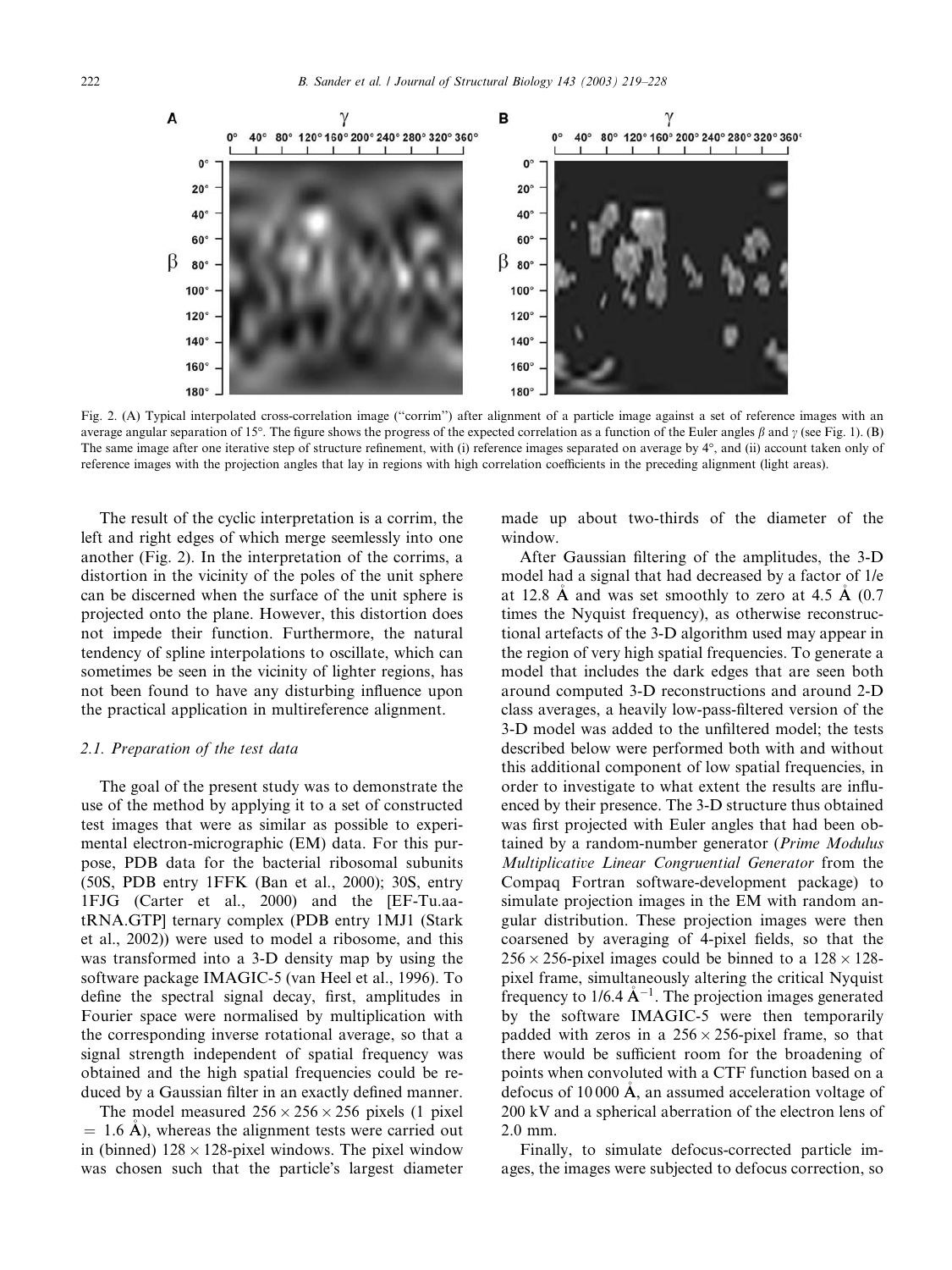Fig. 2. (A) Typical interpolated cross-correlation image ("corrim") after alignment of a particle image against a set of reference images with an average angular separation of 15°. The figure shows the progress of the expected correlation as a function of the Euler angles $\beta$ and $\gamma$ (see Fig. 1). (B) The same image after one iterative step of structure refinement, with (i) reference images separated on average by 4°, and (ii) account taken only of reference images with the projection angles that lay in regions with high correlation coefficients in the preceding alignment (light areas).

The result of the cyclic interpretation is a corrim, the left and right edges of which merge seemlessly into one another (Fig. 2). In the interpretation of the corrims, a distortion in the vicinity of the poles of the unit sphere can be discerned when the surface of the unit sphere is projected onto the plane. However, this distortion does not impede their function. Furthermore, the natural tendency of spline interpolations to oscillate, which can sometimes be seen in the vicinity of lighter regions, has not been found to have any disturbing influence upon the practical application in multireference alignment.

### 2.1. Preparation of the test data

The goal of the present study was to demonstrate the use of the method by applying it to a set of constructed test images that were as similar as possible to experimental electron-micrographic (EM) data. For this purpose, PDB data for the bacterial ribosomal subunits (50S, PDB entry 1FFK (Ban et al., 2000); 30S, entry 1FJG (Carter et al., 2000) and the [EF-Tu.aa-tRNA.GTP] ternary complex (PDB entry 1MJ1 (Stark et al., 2002)) were used to model a ribosome, and this was transformed into a 3-D density map by using the software package IMAGIC-5 (van Heel et al., 1996). To define the spectral signal decay, first, amplitudes in Fourier space were normalised by multiplication with the corresponding inverse rotational average, so that a signal strength independent of spatial frequency was obtained and the high spatial frequencies could be reduced by a Gaussian filter in an exactly defined manner.

The model measured $256 \times 256 \times 256$ pixels (1 pixel $= 1.6$ Å), whereas the alignment tests were carried out in (binned) $128 \times 128$-pixel windows. The pixel window was chosen such that the particle's largest diameter made up about two-thirds of the diameter of the window.

After Gaussian filtering of the amplitudes, the 3-D model had a signal that had decreased by a factor of $1/e$ at 12.8 Å and was set smoothly to zero at 4.5 Å (0.7 times the Nyquist frequency), as otherwise reconstructional artefacts of the 3-D algorithm used may appear in the region of very high spatial frequencies. To generate a model that includes the dark edges that are seen both around computed 3-D reconstructions and around 2-D class averages, a heavily low-pass-filtered version of the 3-D model was added to the unfiltered model; the tests described below were performed both with and without this additional component of low spatial frequencies, in order to investigate to what extent the results are influenced by their presence. The 3-D structure thus obtained was first projected with Euler angles that had been obtained by a random-number generator (*Prime Modulus Multiplicative Linear Congruential Generator* from the Compaq Fortran software-development package) to simulate projection images in the EM with random angular distribution. These projection images were then coarsened by averaging of 4-pixel fields, so that the $256 \times 256$-pixel images could be binned to a $128 \times 128$-pixel frame, simultaneously altering the critical Nyquist frequency to 1/6.4 Å$^{-1}$. The projection images generated by the software IMAGIC-5 were then temporarily padded with zeros in a $256 \times 256$-pixel frame, so that there would be sufficient room for the broadening of points when convoluted with a CTF function based on a defocus of 10 000 Å, an assumed acceleration voltage of 200 kV and a spherical aberration of the electron lens of 2.0 mm.

Finally, to simulate defocus-corrected particle images, the images were subjected to defocus correction, so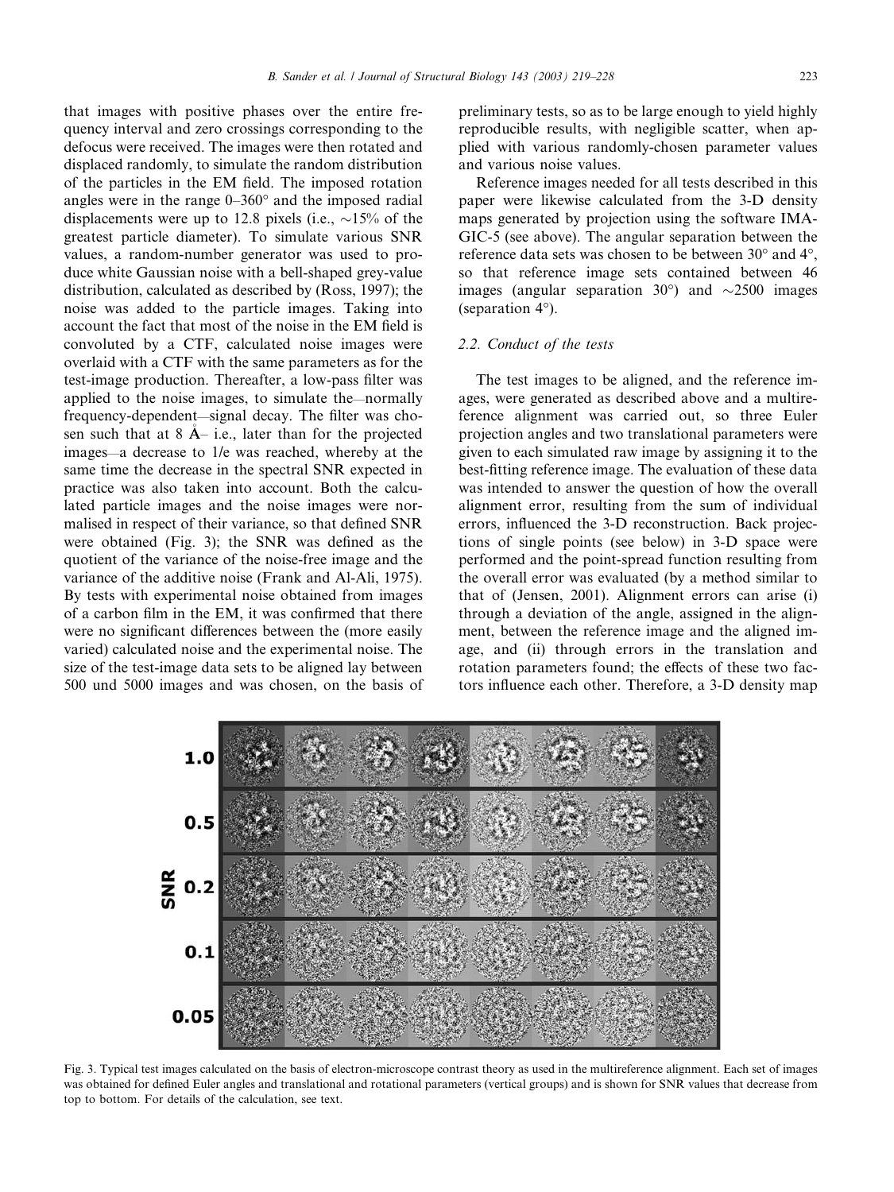that images with positive phases over the entire frequency interval and zero crossings corresponding to the defocus were received. The images were then rotated and displaced randomly, to simulate the random distribution of the particles in the EM field. The imposed rotation angles were in the range 0–360° and the imposed radial displacements were up to 12.8 pixels (i.e., ~15% of the greatest particle diameter). To simulate various SNR values, a random-number generator was used to produce white Gaussian noise with a bell-shaped grey-value distribution, calculated as described by (Ross, 1997); the noise was added to the particle images. Taking into account the fact that most of the noise in the EM field is convoluted by a CTF, calculated noise images were overlaid with a CTF with the same parameters as for the test-image production. Thereafter, a low-pass filter was applied to the noise images, to simulate the—normally frequency-dependent—signal decay. The filter was chosen such that at 8 Å– i.e., later than for the projected images—a decrease to 1/e was reached, whereby at the same time the decrease in the spectral SNR expected in practice was also taken into account. Both the calculated particle images and the noise images were normalised in respect of their variance, so that defined SNR were obtained (Fig. 3); the SNR was defined as the quotient of the variance of the noise-free image and the variance of the additive noise (Frank and Al-Ali, 1975). By tests with experimental noise obtained from images of a carbon film in the EM, it was confirmed that there were no significant differences between the (more easily varied) calculated noise and the experimental noise. The size of the test-image data sets to be aligned lay between 500 und 5000 images and was chosen, on the basis of preliminary tests, so as to be large enough to yield highly reproducible results, with negligible scatter, when applied with various randomly-chosen parameter values and various noise values.

Reference images needed for all tests described in this paper were likewise calculated from the 3-D density maps generated by projection using the software IMAGIC-5 (see above). The angular separation between the reference data sets was chosen to be between 30° and 4°, so that reference image sets contained between 46 images (angular separation 30°) and ~2500 images (separation 4°).

### 2.2. Conduct of the tests

The test images to be aligned, and the reference images, were generated as described above and a multireference alignment was carried out, so three Euler projection angles and two translational parameters were given to each simulated raw image by assigning it to the best-fitting reference image. The evaluation of these data was intended to answer the question of how the overall alignment error, resulting from the sum of individual errors, influenced the 3-D reconstruction. Back projections of single points (see below) in 3-D space were performed and the point-spread function resulting from the overall error was evaluated (by a method similar to that of (Jensen, 2001). Alignment errors can arise (i) through a deviation of the angle, assigned in the alignment, between the reference image and the aligned image, and (ii) through errors in the translation and rotation parameters found; the effects of these two factors influence each other. Therefore, a 3-D density map

Fig. 3. Typical test images calculated on the basis of electron-microscope contrast theory as used in the multireference alignment. Each set of images was obtained for defined Euler angles and translational and rotational parameters (vertical groups) and is shown for SNR values that decrease from top to bottom. For details of the calculation, see text.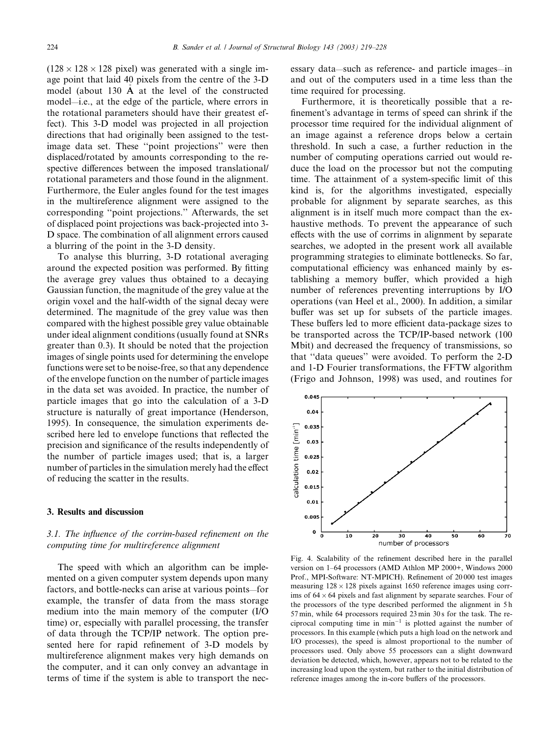(128 × 128 × 128 pixel) was generated with a single image point that laid 40 pixels from the centre of the 3-D model (about 130 Å at the level of the constructed model—i.e., at the edge of the particle, where errors in the rotational parameters should have their greatest effect). This 3-D model was projected in all projection directions that had originally been assigned to the test-image data set. These "point projections" were then displaced/rotated by amounts corresponding to the respective differences between the imposed translational/rotational parameters and those found in the alignment. Furthermore, the Euler angles found for the test images in the multireference alignment were assigned to the corresponding "point projections." Afterwards, the set of displaced point projections was back-projected into 3-D space. The combination of all alignment errors caused a blurring of the point in the 3-D density.

To analyse this blurring, 3-D rotational averaging around the expected position was performed. By fitting the average grey values thus obtained to a decaying Gaussian function, the magnitude of the grey value at the origin voxel and the half-width of the signal decay were determined. The magnitude of the grey value was then compared with the highest possible grey value obtainable under ideal alignment conditions (usually found at SNRs greater than 0.3). It should be noted that the projection images of single points used for determining the envelope functions were set to be noise-free, so that any dependence of the envelope function on the number of particle images in the data set was avoided. In practice, the number of particle images that go into the calculation of a 3-D structure is naturally of great importance (Henderson, 1995). In consequence, the simulation experiments described here led to envelope functions that reflected the precision and significance of the results independently of the number of particle images used; that is, a larger number of particles in the simulation merely had the effect of reducing the scatter in the results.

## 3. Results and discussion

### 3.1. The influence of the corrim-based refinement on the computing time for multireference alignment

The speed with which an algorithm can be implemented on a given computer system depends upon many factors, and bottle-necks can arise at various points—for example, the transfer of data from the mass storage medium into the main memory of the computer (I/O time) or, especially with parallel processing, the transfer of data through the TCP/IP network. The option presented here for rapid refinement of 3-D models by multireference alignment makes very high demands on the computer, and it can only convey an advantage in terms of time if the system is able to transport the necessary data—such as reference- and particle images—in and out of the computers used in a time less than the time required for processing.

Furthermore, it is theoretically possible that a refinement's advantage in terms of speed can shrink if the processor time required for the individual alignment of an image against a reference drops below a certain threshold. In such a case, a further reduction in the number of computing operations carried out would reduce the load on the processor but not the computing time. The attainment of a system-specific limit of this kind is, for the algorithms investigated, especially probable for alignment by separate searches, as this alignment is in itself much more compact than the exhaustive methods. To prevent the appearance of such effects with the use of corrims in alignment by separate searches, we adopted in the present work all available programming strategies to eliminate bottlenecks. So far, computational efficiency was enhanced mainly by establishing a memory buffer, which provided a high number of references preventing interruptions by I/O operations (van Heel et al., 2000). In addition, a similar buffer was set up for subsets of the particle images. These buffers led to more efficient data-package sizes to be transported across the TCP/IP-based network (100 Mbit) and decreased the frequency of transmissions, so that "data queues" were avoided. To perform the 2-D and 1-D Fourier transformations, the FFTW algorithm (Frigo and Johnson, 1998) was used, and routines for

calculation time [min⁻¹]
0.045
0.04
0.035
0.03
0.025
0.02
0.015
0.01
0.005
0
0 10 20 30 40 50 60 70
number of processors

Fig. 4. Scalability of the refinement described here in the parallel version on 1–64 processors (AMD Athlon MP 2000+, Windows 2000 Prof., MPI-Software: NT-MPICH). Refinement of 20 000 test images measuring 128 × 128 pixels against 1650 reference images using corrims of 64 × 64 pixels and fast alignment by separate searches. Four of the processors of the type described performed the alignment in 5 h 57 min, while 64 processors required 23 min 30 s for the task. The reciprocal computing time in $\text{min}^{-1}$ is plotted against the number of processors. In this example (which puts a high load on the network and I/O processes), the speed is almost proportional to the number of processors used. Only above 55 processors can a slight downward deviation be detected, which, however, appears not to be related to the increasing load upon the system, but rather to the initial distribution of reference images among the in-core buffers of the processors.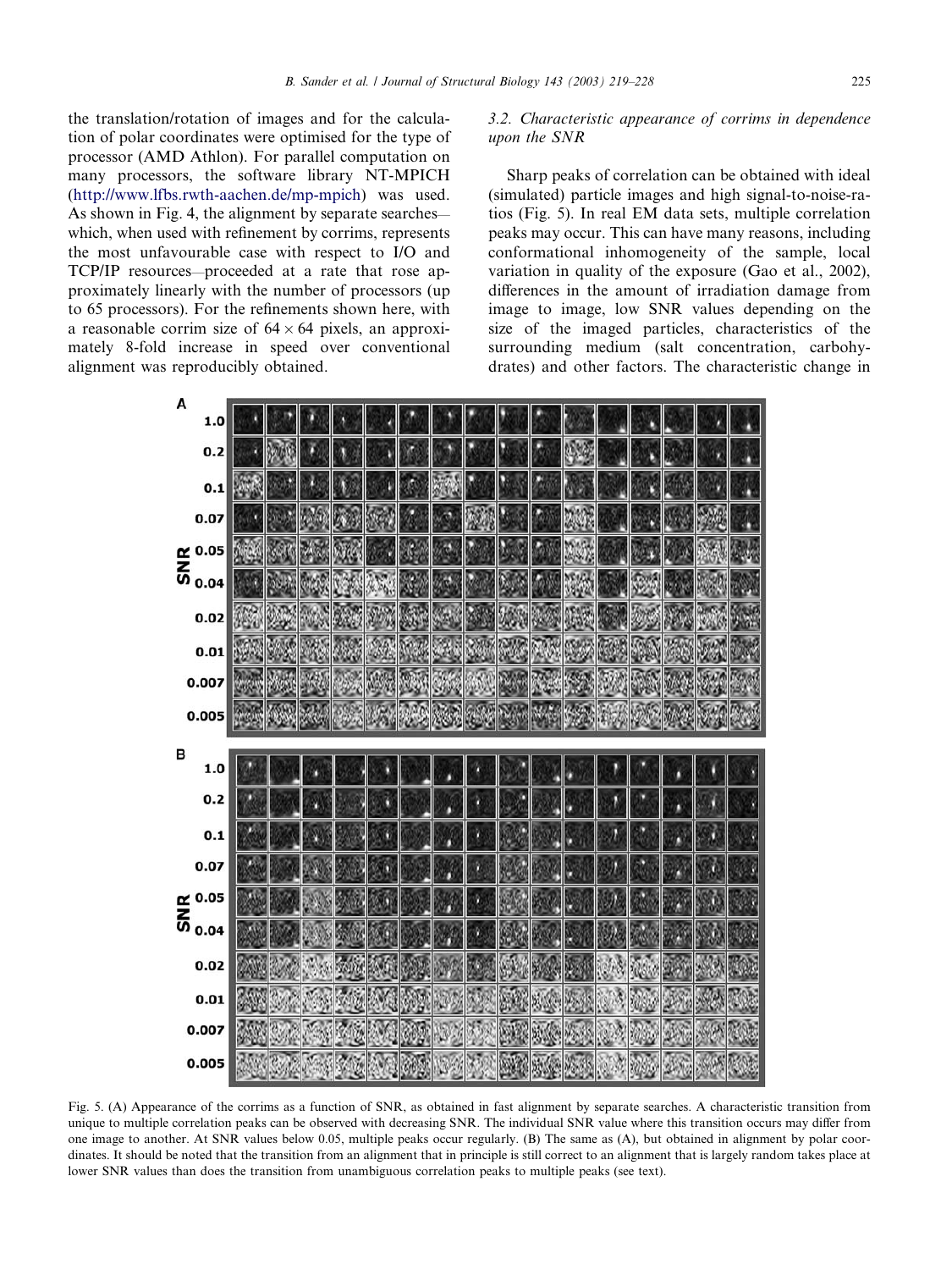the translation/rotation of images and for the calculation of polar coordinates were optimised for the type of processor (AMD Athlon). For parallel computation on many processors, the software library NT-MPICH (http://www.lfbs.rwth-aachen.de/mp-mpich) was used. As shown in Fig. 4, the alignment by separate searches—which, when used with refinement by corrims, represents the most unfavourable case with respect to I/O and TCP/IP resources—proceeded at a rate that rose approximately linearly with the number of processors (up to 65 processors). For the refinements shown here, with a reasonable corrim size of $64 \times 64$ pixels, an approximately 8-fold increase in speed over conventional alignment was reproducibly obtained.

### 3.2. Characteristic appearance of corrims in dependence upon the SNR

Sharp peaks of correlation can be obtained with ideal (simulated) particle images and high signal-to-noise-ratios (Fig. 5). In real EM data sets, multiple correlation peaks may occur. This can have many reasons, including conformational inhomogeneity of the sample, local variation in quality of the exposure (Gao et al., 2002), differences in the amount of irradiation damage from image to image, low SNR values depending on the size of the imaged particles, characteristics of the surrounding medium (salt concentration, carbohydrates) and other factors. The characteristic change in

Fig. 5. (A) Appearance of the corrims as a function of SNR, as obtained in fast alignment by separate searches. A characteristic transition from unique to multiple correlation peaks can be observed with decreasing SNR. The individual SNR value where this transition occurs may differ from one image to another. At SNR values below 0.05, multiple peaks occur regularly. (B) The same as (A), but obtained in alignment by polar coordinates. It should be noted that the transition from an alignment that in principle is still correct to an alignment that is largely random takes place at lower SNR values than does the transition from unambiguous correlation peaks to multiple peaks (see text).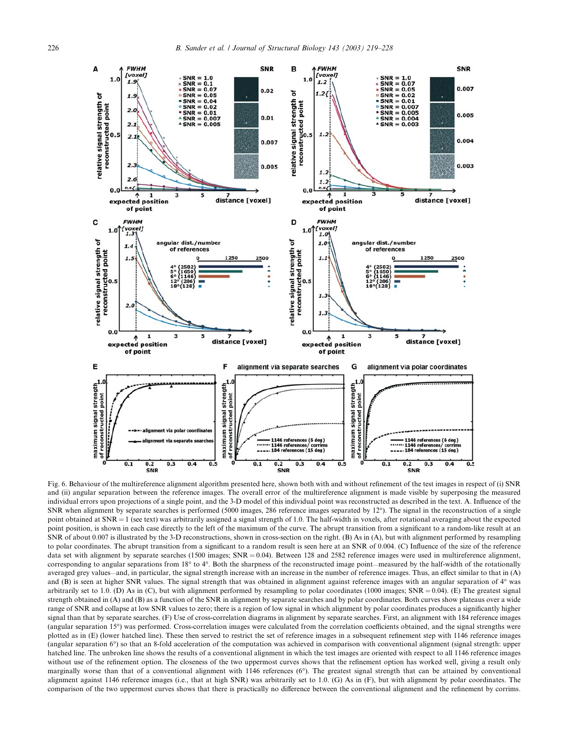Fig. 6. Behaviour of the multireference alignment algorithm presented here, shown both with and without refinement of the test images in respect of (i) SNR and (ii) angular separation between the reference images. The overall error of the multireference alignment is made visible by superposing the measured individual errors upon projections of a single point, and the 3-D model of this individual point was reconstructed as described in the text. A. Influence of the SNR when alignment by separate searches is performed (5000 images, 286 reference images separated by 12°). The signal in the reconstruction of a single point obtained at SNR = 1 (see text) was arbitrarily assigned a signal strength of 1.0. The half-width in voxels, after rotational averaging about the expected point position, is shown in each case directly to the left of the maximum of the curve. The abrupt transition from a significant to a random-like result at an SNR of about 0.007 is illustrated by the 3-D reconstructions, shown in cross-section on the right. (B) As in (A), but with alignment performed by resampling to polar coordinates. The abrupt transition from a significant to a random result is seen here at an SNR of 0.004. (C) Influence of the size of the reference data set with alignment by separate searches (1500 images; SNR = 0.04). Between 128 and 2582 reference images were used in multireference alignment, corresponding to angular separations from 18° to 4°. Both the sharpness of the reconstructed image point—measured by the half-width of the rotationally averaged grey values—and, in particular, the signal strength increase with an increase in the number of reference images. Thus, an effect similar to that in (A) and (B) is seen at higher SNR values. The signal strength that was obtained in alignment against reference images with an angular separation of 4° was arbitrarily set to 1.0. (D) As in (C), but with alignment performed by resampling to polar coordinates (1000 images; SNR = 0.04). (E) The greatest signal strength obtained in (A) and (B) as a function of the SNR in alignment by separate searches and by polar coordinates. Both curves show plateaus over a wide range of SNR and collapse at low SNR values to zero; there is a region of low signal in which alignment by polar coordinates produces a significantly higher signal than that by separate searches. (F) Use of cross-correlation diagrams in alignment by separate searches. First, an alignment with 184 reference images (angular separation 15°) was performed. Cross-correlation images were calculated from the correlation coefficients obtained, and the signal strengths were plotted as in (E) (lower hatched line). These then served to restrict the set of reference images in a subsequent refinement step with 1146 reference images (angular separation 6°) so that an 8-fold acceleration of the computation was achieved in comparison with conventional alignment (signal strength: upper hatched line. The unbroken line shows the results of a conventional alignment in which the test images are oriented with respect to all 1146 reference images without use of the refinement option. The closeness of the two uppermost curves shows that the refinement option has worked well, giving a result only marginally worse than that of a conventional alignment with 1146 references (6°). The greatest signal strength that can be attained by conventional alignment against 1146 reference images (i.e., that at high SNR) was arbitrarily set to 1.0. (G) As in (F), but with alignment by polar coordinates. The comparison of the two uppermost curves shows that there is practically no difference between the conventional alignment and the refinement by corrims.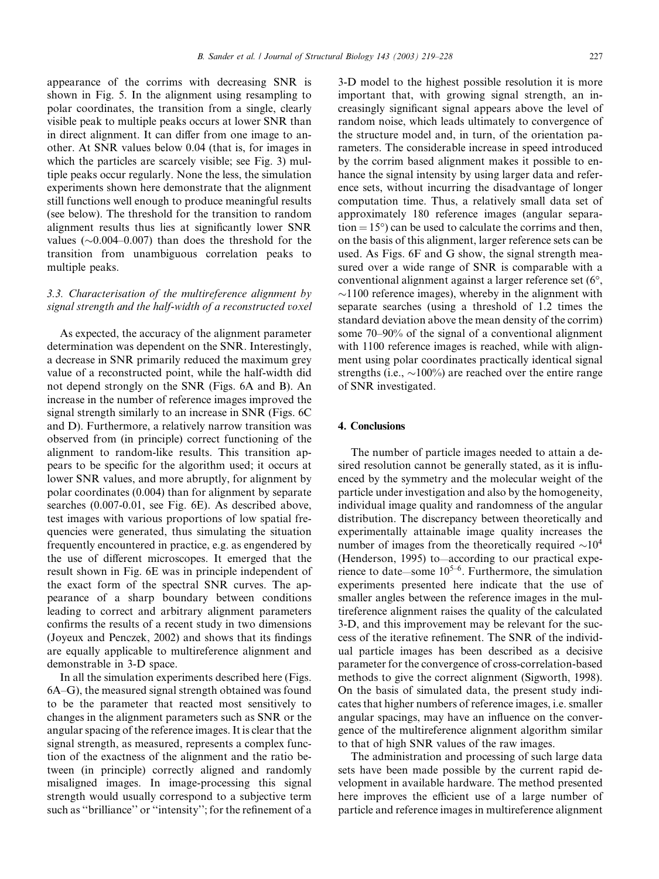appearance of the corrims with decreasing SNR is shown in Fig. 5. In the alignment using resampling to polar coordinates, the transition from a single, clearly visible peak to multiple peaks occurs at lower SNR than in direct alignment. It can differ from one image to another. At SNR values below 0.04 (that is, for images in which the particles are scarcely visible; see Fig. 3) multiple peaks occur regularly. None the less, the simulation experiments shown here demonstrate that the alignment still functions well enough to produce meaningful results (see below). The threshold for the transition to random alignment results thus lies at significantly lower SNR values (~0.004–0.007) than does the threshold for the transition from unambiguous correlation peaks to multiple peaks.

### 3.3. Characterisation of the multireference alignment by signal strength and the half-width of a reconstructed voxel

As expected, the accuracy of the alignment parameter determination was dependent on the SNR. Interestingly, a decrease in SNR primarily reduced the maximum grey value of a reconstructed point, while the half-width did not depend strongly on the SNR (Figs. 6A and B). An increase in the number of reference images improved the signal strength similarly to an increase in SNR (Figs. 6C and D). Furthermore, a relatively narrow transition was observed from (in principle) correct functioning of the alignment to random-like results. This transition appears to be specific for the algorithm used; it occurs at lower SNR values, and more abruptly, for alignment by polar coordinates (0.004) than for alignment by separate searches (0.007-0.01, see Fig. 6E). As described above, test images with various proportions of low spatial frequencies were generated, thus simulating the situation frequently encountered in practice, e.g. as engendered by the use of different microscopes. It emerged that the result shown in Fig. 6E was in principle independent of the exact form of the spectral SNR curves. The appearance of a sharp boundary between conditions leading to correct and arbitrary alignment parameters confirms the results of a recent study in two dimensions (Joyeux and Penczek, 2002) and shows that its findings are equally applicable to multireference alignment and demonstrable in 3-D space.

In all the simulation experiments described here (Figs. 6A–G), the measured signal strength obtained was found to be the parameter that reacted most sensitively to changes in the alignment parameters such as SNR or the angular spacing of the reference images. It is clear that the signal strength, as measured, represents a complex function of the exactness of the alignment and the ratio between (in principle) correctly aligned and randomly misaligned images. In image-processing this signal strength would usually correspond to a subjective term such as "brilliance" or "intensity"; for the refinement of a 3-D model to the highest possible resolution it is more important that, with growing signal strength, an increasingly significant signal appears above the level of random noise, which leads ultimately to convergence of the structure model and, in turn, of the orientation parameters. The considerable increase in speed introduced by the corrim based alignment makes it possible to enhance the signal intensity by using larger data and reference sets, without incurring the disadvantage of longer computation time. Thus, a relatively small data set of approximately 180 reference images (angular separation = 15°) can be used to calculate the corrims and then, on the basis of this alignment, larger reference sets can be used. As Figs. 6F and G show, the signal strength measured over a wide range of SNR is comparable with a conventional alignment against a larger reference set (6°, ~1100 reference images), whereby in the alignment with separate searches (using a threshold of 1.2 times the standard deviation above the mean density of the corrim) some 70–90% of the signal of a conventional alignment with 1100 reference images is reached, while with alignment using polar coordinates practically identical signal strengths (i.e., ~100%) are reached over the entire range of SNR investigated.

## 4. Conclusions

The number of particle images needed to attain a desired resolution cannot be generally stated, as it is influenced by the symmetry and the molecular weight of the particle under investigation and also by the homogeneity, individual image quality and randomness of the angular distribution. The discrepancy between theoretically and experimentally attainable image quality increases the number of images from the theoretically required ~$10^4$ (Henderson, 1995) to—according to our practical experience to date—some $10^{5-6}$. Furthermore, the simulation experiments presented here indicate that the use of smaller angles between the reference images in the multireference alignment raises the quality of the calculated 3-D, and this improvement may be relevant for the success of the iterative refinement. The SNR of the individual particle images has been described as a decisive parameter for the convergence of cross-correlation-based methods to give the correct alignment (Sigworth, 1998). On the basis of simulated data, the present study indicates that higher numbers of reference images, i.e. smaller angular spacings, may have an influence on the convergence of the multireference alignment algorithm similar to that of high SNR values of the raw images.

The administration and processing of such large data sets have been made possible by the current rapid development in available hardware. The method presented here improves the efficient use of a large number of particle and reference images in multireference alignment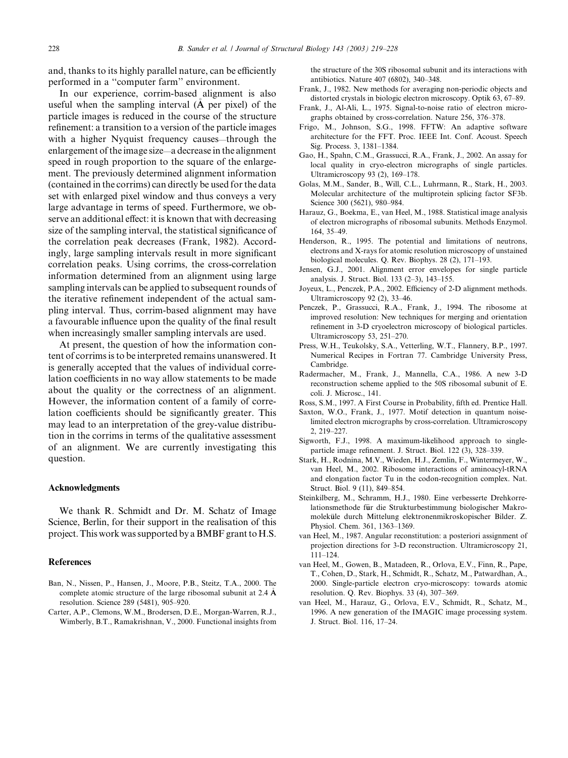and, thanks to its highly parallel nature, can be efficiently performed in a ''computer farm'' environment.

In our experience, corrim-based alignment is also useful when the sampling interval (Å per pixel) of the particle images is reduced in the course of the structure refinement: a transition to a version of the particle images with a higher Nyquist frequency causes—through the enlargement of the image size—a decrease in the alignment speed in rough proportion to the square of the enlargement. The previously determined alignment information (contained in the corrims) can directly be used for the data set with enlarged pixel window and thus conveys a very large advantage in terms of speed. Furthermore, we observe an additional effect: it is known that with decreasing size of the sampling interval, the statistical significance of the correlation peak decreases (Frank, 1982). Accordingly, large sampling intervals result in more significant correlation peaks. Using corrims, the cross-correlation information determined from an alignment using large sampling intervals can be applied to subsequent rounds of the iterative refinement independent of the actual sampling interval. Thus, corrim-based alignment may have a favourable influence upon the quality of the final result when increasingly smaller sampling intervals are used.

At present, the question of how the information content of corrims is to be interpreted remains unanswered. It is generally accepted that the values of individual correlation coefficients in no way allow statements to be made about the quality or the correctness of an alignment. However, the information content of a family of correlation coefficients should be significantly greater. This may lead to an interpretation of the grey-value distribution in the corrims in terms of the qualitative assessment of an alignment. We are currently investigating this question.

## Acknowledgments

We thank R. Schmidt and Dr. M. Schatz of Image Science, Berlin, for their support in the realisation of this project. This work was supported by a BMBF grant to H.S.

## References

Ban, N., Nissen, P., Hansen, J., Moore, P.B., Steitz, T.A., 2000. The complete atomic structure of the large ribosomal subunit at 2.4 Å resolution. Science 289 (5481), 905–920.

Carter, A.P., Clemons, W.M., Brodersen, D.E., Morgan-Warren, R.J., Wimberly, B.T., Ramakrishnan, V., 2000. Functional insights from the structure of the 30S ribosomal subunit and its interactions with antibiotics. Nature 407 (6802), 340–348.

Frank, J., 1982. New methods for averaging non-periodic objects and distorted crystals in biologic electron microscopy. Optik 63, 67–89.

Frank, J., Al-Ali, L., 1975. Signal-to-noise ratio of electron micrographs obtained by cross-correlation. Nature 256, 376–378.

Frigo, M., Johnson, S.G., 1998. FFTW: An adaptive software architecture for the FFT. Proc. IEEE Int. Conf. Acoust. Speech Sig. Process. 3, 1381–1384.

Gao, H., Spahn, C.M., Grassucci, R.A., Frank, J., 2002. An assay for local quality in cryo-electron micrographs of single particles. Ultramicroscopy 93 (2), 169–178.

Golas, M.M., Sander, B., Will, C.L., Luhrmann, R., Stark, H., 2003. Molecular architecture of the multiprotein splicing factor SF3b. Science 300 (5621), 980–984.

Harauz, G., Boekma, E., van Heel, M., 1988. Statistical image analysis of electron micrographs of ribosomal subunits. Methods Enzymol. 164, 35–49.

Henderson, R., 1995. The potential and limitations of neutrons, electrons and X-rays for atomic resolution microscopy of unstained biological molecules. Q. Rev. Biophys. 28 (2), 171–193.

Jensen, G.J., 2001. Alignment error envelopes for single particle analysis. J. Struct. Biol. 133 (2–3), 143–155.

Joyeux, L., Penczek, P.A., 2002. Efficiency of 2-D alignment methods. Ultramicroscopy 92 (2), 33–46.

Penczek, P., Grassucci, R.A., Frank, J., 1994. The ribosome at improved resolution: New techniques for merging and orientation refinement in 3-D cryoelectron microscopy of biological particles. Ultramicroscopy 53, 251–270.

Press, W.H., Teukolsky, S.A., Vetterling, W.T., Flannery, B.P., 1997. Numerical Recipes in Fortran 77. Cambridge University Press, Cambridge.

Radermacher, M., Frank, J., Mannella, C.A., 1986. A new 3-D reconstruction scheme applied to the 50S ribosomal subunit of E. coli. J. Microsc., 141.

Ross, S.M., 1997. A First Course in Probability, fifth ed. Prentice Hall.

Saxton, W.O., Frank, J., 1977. Motif detection in quantum noise-limited electron micrographs by cross-correlation. Ultramicroscopy 2, 219–227.

Sigworth, F.J., 1998. A maximum-likelihood approach to single-particle image refinement. J. Struct. Biol. 122 (3), 328–339.

Stark, H., Rodnina, M.V., Wieden, H.J., Zemlin, F., Wintermeyer, W., van Heel, M., 2002. Ribosome interactions of aminoacyl-tRNA and elongation factor Tu in the codon-recognition complex. Nat. Struct. Biol. 9 (11), 849–854.

Steinkilberg, M., Schramm, H.J., 1980. Eine verbesserte Drehkorrelationsmethode für die Strukturbestimmung biologischer Makromoleküle durch Mittelung elektronenmikroskopischer Bilder. Z. Physiol. Chem. 361, 1363–1369.

van Heel, M., 1987. Angular reconstitution: a posteriori assignment of projection directions for 3-D reconstruction. Ultramicroscopy 21, 111–124.

van Heel, M., Gowen, B., Matadeen, R., Orlova, E.V., Finn, R., Pape, T., Cohen, D., Stark, H., Schmidt, R., Schatz, M., Patwardhan, A., 2000. Single-particle electron cryo-microscopy: towards atomic resolution. Q. Rev. Biophys. 33 (4), 307–369.

van Heel, M., Harauz, G., Orlova, E.V., Schmidt, R., Schatz, M., 1996. A new generation of the IMAGIC image processing system. J. Struct. Biol. 116, 17–24.